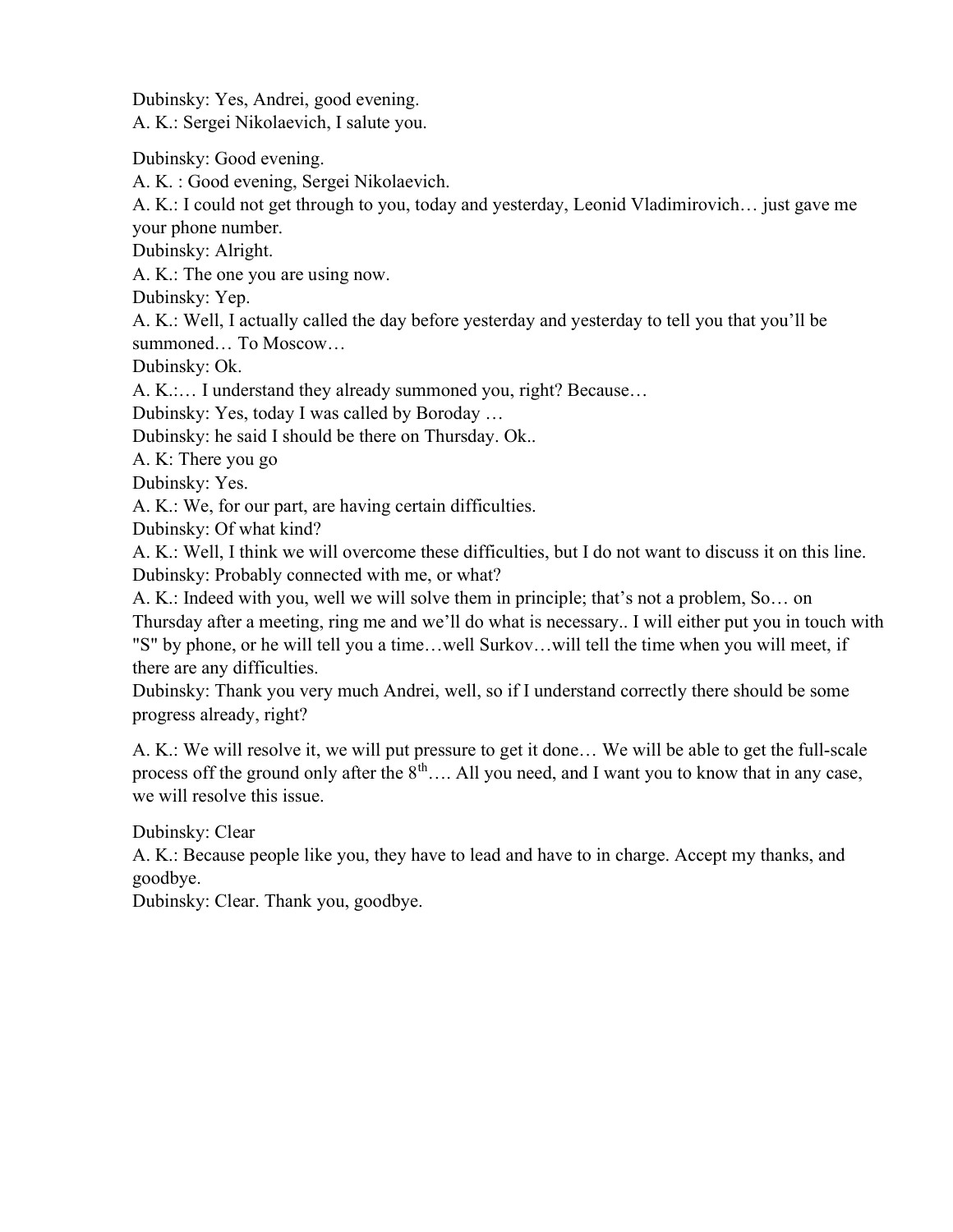Dubinsky: Yes, Andrei, good evening.
A. K.: Sergei Nikolaevich, I salute you.

Dubinsky: Good evening.
A. K. : Good evening, Sergei Nikolaevich.
A. K.: I could not get through to you, today and yesterday, Leonid Vladimirovich… just gave me your phone number.
Dubinsky: Alright.
A. K.: The one you are using now.
Dubinsky: Yep.
A. K.: Well, I actually called the day before yesterday and yesterday to tell you that you'll be summoned… To Moscow…
Dubinsky: Ok.
A. K.:… I understand they already summoned you, right? Because…
Dubinsky: Yes, today I was called by Boroday …
Dubinsky: he said I should be there on Thursday. Ok..
A. K: There you go
Dubinsky: Yes.
A. K.: We, for our part, are having certain difficulties.
Dubinsky: Of what kind?
A. K.: Well, I think we will overcome these difficulties, but I do not want to discuss it on this line.
Dubinsky: Probably connected with me, or what?
A. K.: Indeed with you, well we will solve them in principle; that's not a problem, So… on Thursday after a meeting, ring me and we'll do what is necessary.. I will either put you in touch with "S" by phone, or he will tell you a time…well Surkov…will tell the time when you will meet, if there are any difficulties.
Dubinsky: Thank you very much Andrei, well, so if I understand correctly there should be some progress already, right?

A. K.: We will resolve it, we will put pressure to get it done… We will be able to get the full-scale process off the ground only after the 8th…. All you need, and I want you to know that in any case, we will resolve this issue.

Dubinsky: Clear
A. K.: Because people like you, they have to lead and have to in charge. Accept my thanks, and goodbye.
Dubinsky: Clear. Thank you, goodbye.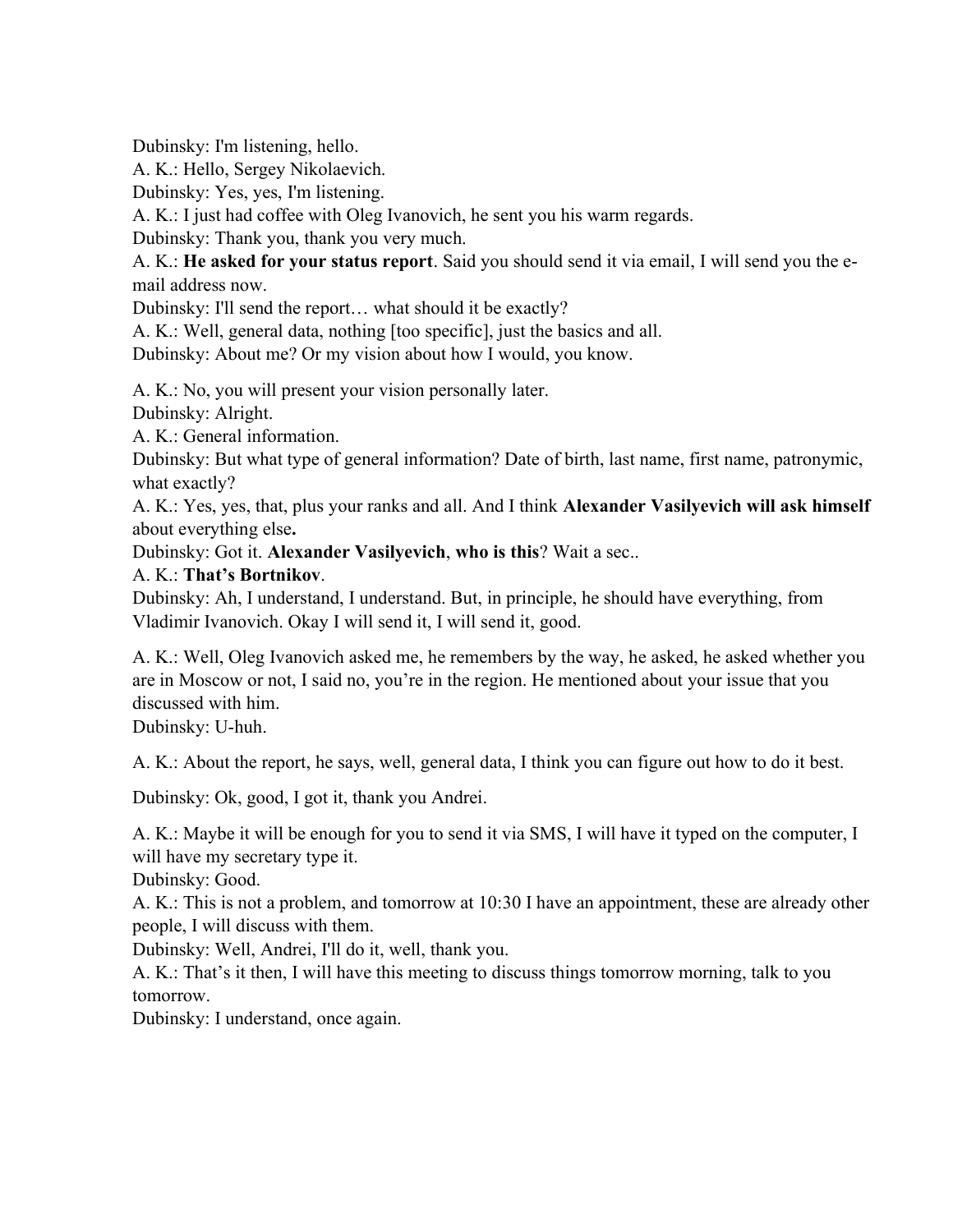Dubinsky: I'm listening, hello.
A. K.: Hello, Sergey Nikolaevich.
Dubinsky: Yes, yes, I'm listening.
A. K.: I just had coffee with Oleg Ivanovich, he sent you his warm regards.
Dubinsky: Thank you, thank you very much.
A. K.: **He asked for your status report**. Said you should send it via email, I will send you the e-mail address now.
Dubinsky: I'll send the report… what should it be exactly?
A. K.: Well, general data, nothing [too specific], just the basics and all.
Dubinsky: About me? Or my vision about how I would, you know.

A. K.: No, you will present your vision personally later.
Dubinsky: Alright.
A. K.: General information.
Dubinsky: But what type of general information? Date of birth, last name, first name, patronymic, what exactly?
A. K.: Yes, yes, that, plus your ranks and all. And I think **Alexander Vasilyevich will ask himself** about everything else**.**
Dubinsky: Got it. **Alexander Vasilyevich**, **who is this**? Wait a sec..
A. K.: **That's Bortnikov**.
Dubinsky: Ah, I understand, I understand. But, in principle, he should have everything, from Vladimir Ivanovich. Okay I will send it, I will send it, good.

A. K.: Well, Oleg Ivanovich asked me, he remembers by the way, he asked, he asked whether you are in Moscow or not, I said no, you're in the region. He mentioned about your issue that you discussed with him.
Dubinsky: U-huh.

A. K.: About the report, he says, well, general data, I think you can figure out how to do it best.

Dubinsky: Ok, good, I got it, thank you Andrei.

A. K.: Maybe it will be enough for you to send it via SMS, I will have it typed on the computer, I will have my secretary type it.
Dubinsky: Good.
A. K.: This is not a problem, and tomorrow at 10:30 I have an appointment, these are already other people, I will discuss with them.
Dubinsky: Well, Andrei, I'll do it, well, thank you.
A. K.: That's it then, I will have this meeting to discuss things tomorrow morning, talk to you tomorrow.
Dubinsky: I understand, once again.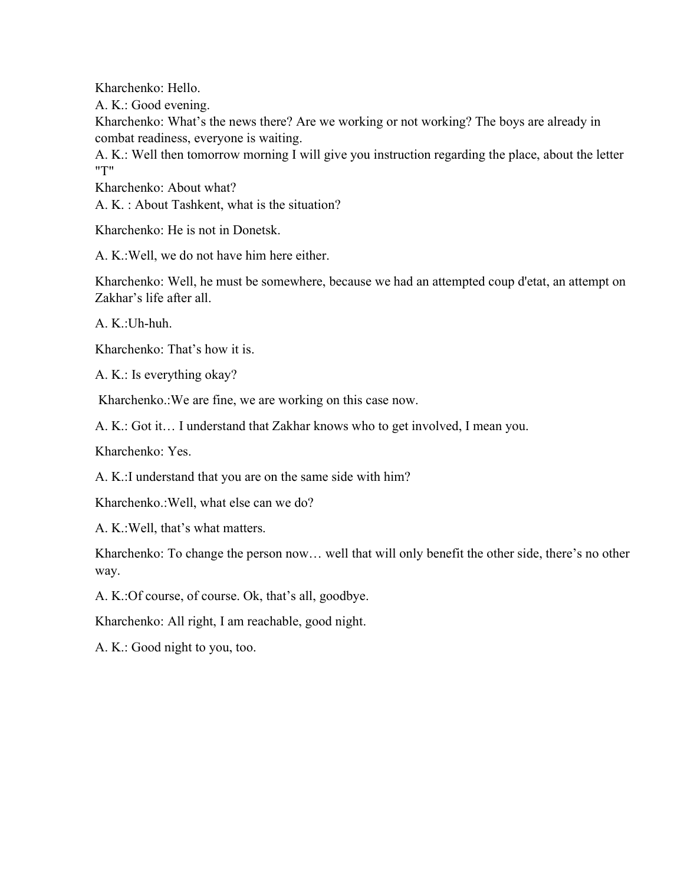Kharchenko: Hello.

A. K.: Good evening.

Kharchenko: What's the news there? Are we working or not working? The boys are already in combat readiness, everyone is waiting.

A. K.: Well then tomorrow morning I will give you instruction regarding the place, about the letter "T"

Kharchenko: About what?

A. K. : About Tashkent, what is the situation?

Kharchenko: He is not in Donetsk.

A. K.:Well, we do not have him here either.

Kharchenko: Well, he must be somewhere, because we had an attempted coup d'etat, an attempt on Zakhar's life after all.

A. K.:Uh-huh.

Kharchenko: That's how it is.

A. K.: Is everything okay?

Kharchenko.:We are fine, we are working on this case now.

A. K.: Got it… I understand that Zakhar knows who to get involved, I mean you.

Kharchenko: Yes.

A. K.:I understand that you are on the same side with him?

Kharchenko.:Well, what else can we do?

A. K.:Well, that's what matters.

Kharchenko: To change the person now… well that will only benefit the other side, there's no other way.

A. K.:Of course, of course. Ok, that's all, goodbye.

Kharchenko: All right, I am reachable, good night.

A. K.: Good night to you, too.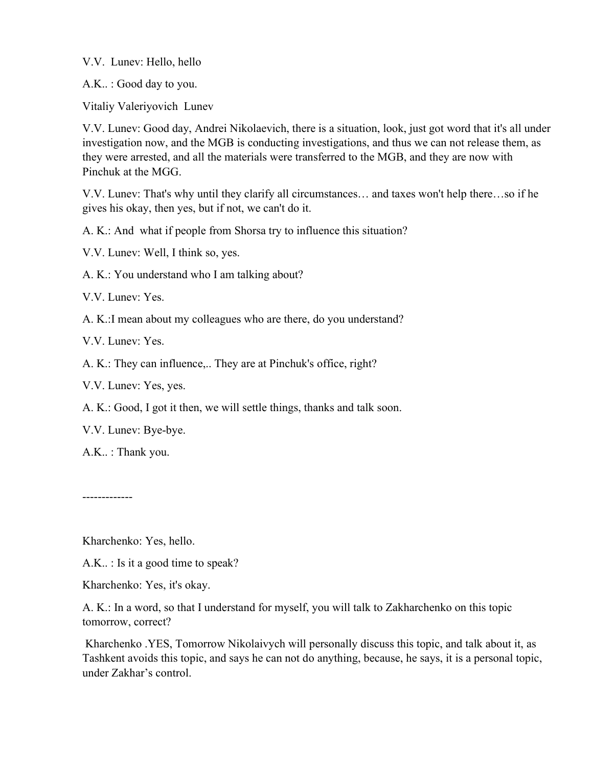V.V.  Lunev: Hello, hello

A.K.. : Good day to you.

Vitaliy Valeriyovich  Lunev

V.V. Lunev: Good day, Andrei Nikolaevich, there is a situation, look, just got word that it's all under investigation now, and the MGB is conducting investigations, and thus we can not release them, as they were arrested, and all the materials were transferred to the MGB, and they are now with Pinchuk at the MGG.

V.V. Lunev: That's why until they clarify all circumstances… and taxes won't help there…so if he gives his okay, then yes, but if not, we can't do it.

A. K.: And  what if people from Shorsa try to influence this situation?

V.V. Lunev: Well, I think so, yes.

A. K.: You understand who I am talking about?

V.V. Lunev: Yes.

A. K.:I mean about my colleagues who are there, do you understand?

V.V. Lunev: Yes.

A. K.: They can influence,.. They are at Pinchuk's office, right?

V.V. Lunev: Yes, yes.

A. K.: Good, I got it then, we will settle things, thanks and talk soon.

V.V. Lunev: Bye-bye.

A.K.. : Thank you.

-------------

Kharchenko: Yes, hello.

A.K.. : Is it a good time to speak?

Kharchenko: Yes, it's okay.

A. K.: In a word, so that I understand for myself, you will talk to Zakharchenko on this topic tomorrow, correct?

Kharchenko .YES, Tomorrow Nikolaivych will personally discuss this topic, and talk about it, as Tashkent avoids this topic, and says he can not do anything, because, he says, it is a personal topic, under Zakhar's control.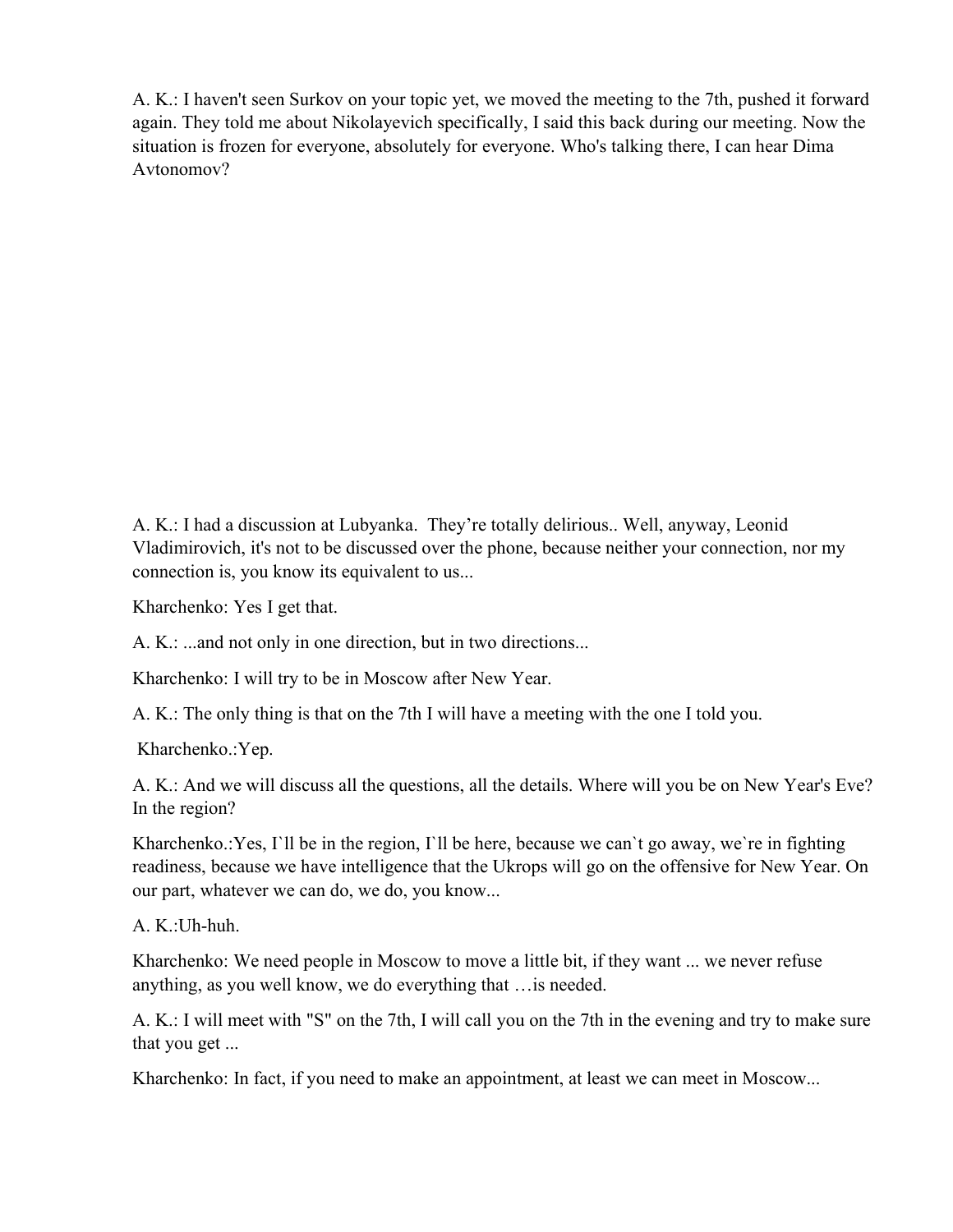A. K.: I haven't seen Surkov on your topic yet, we moved the meeting to the 7th, pushed it forward again. They told me about Nikolayevich specifically, I said this back during our meeting. Now the situation is frozen for everyone, absolutely for everyone. Who's talking there, I can hear Dima Avtonomov?

A. K.: I had a discussion at Lubyanka. They're totally delirious.. Well, anyway, Leonid Vladimirovich, it's not to be discussed over the phone, because neither your connection, nor my connection is, you know its equivalent to us...

Kharchenko: Yes I get that.

A. K.: ...and not only in one direction, but in two directions...

Kharchenko: I will try to be in Moscow after New Year.

A. K.: The only thing is that on the 7th I will have a meeting with the one I told you.

Kharchenko.:Yep.

A. K.: And we will discuss all the questions, all the details. Where will you be on New Year's Eve? In the region?

Kharchenko.:Yes, I`ll be in the region, I`ll be here, because we can`t go away, we`re in fighting readiness, because we have intelligence that the Ukrops will go on the offensive for New Year. On our part, whatever we can do, we do, you know...

A. K.:Uh-huh.

Kharchenko: We need people in Moscow to move a little bit, if they want ... we never refuse anything, as you well know, we do everything that …is needed.

A. K.: I will meet with "S" on the 7th, I will call you on the 7th in the evening and try to make sure that you get ...

Kharchenko: In fact, if you need to make an appointment, at least we can meet in Moscow...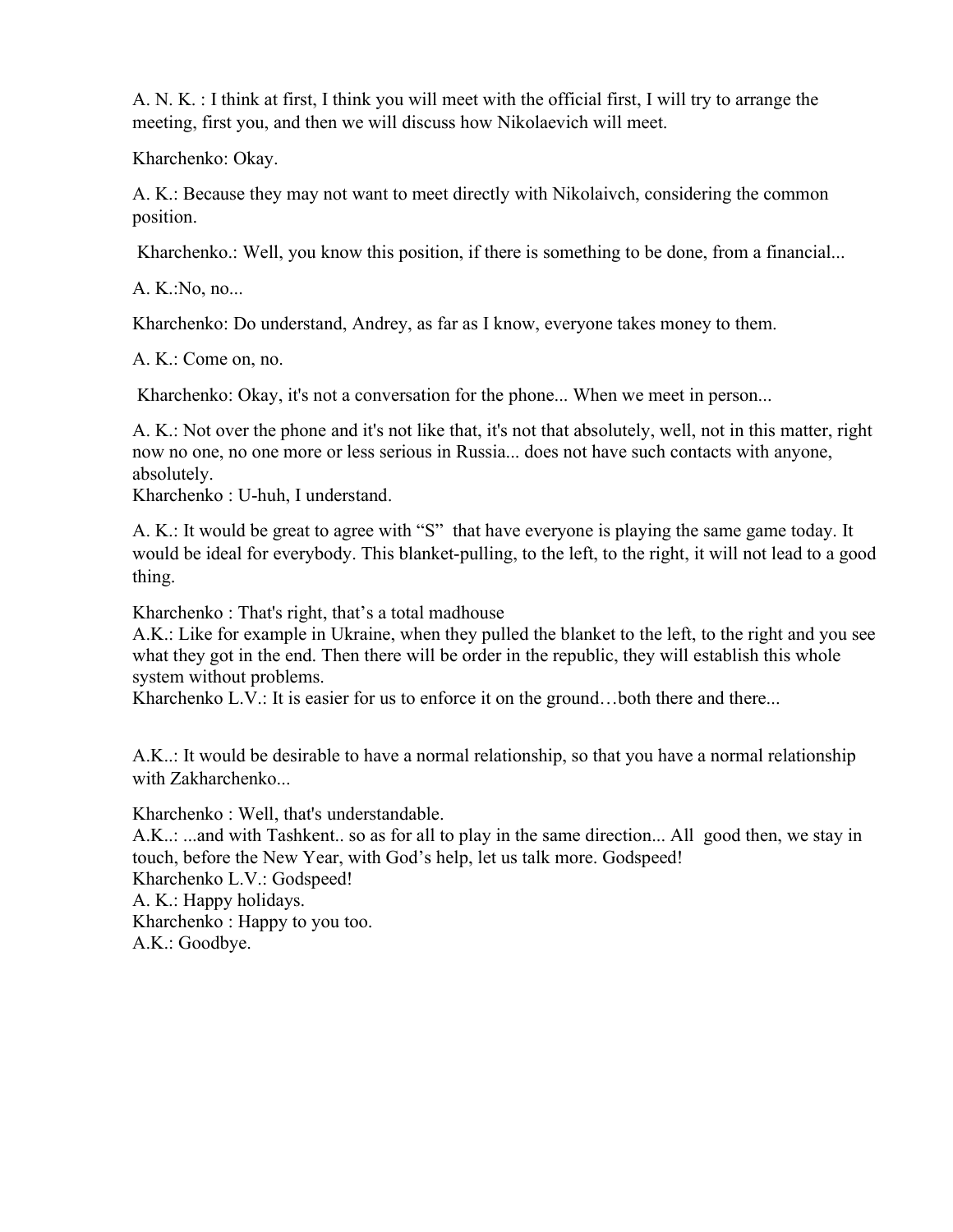A. N. K. : I think at first, I think you will meet with the official first, I will try to arrange the meeting, first you, and then we will discuss how Nikolaevich will meet.

Kharchenko: Okay.

A. K.: Because they may not want to meet directly with Nikolaivch, considering the common position.

Kharchenko.: Well, you know this position, if there is something to be done, from a financial...

A. K.:No, no...

Kharchenko: Do understand, Andrey, as far as I know, everyone takes money to them.

A. K.: Come on, no.

Kharchenko: Okay, it's not a conversation for the phone... When we meet in person...

A. K.: Not over the phone and it's not like that, it's not that absolutely, well, not in this matter, right now no one, no one more or less serious in Russia... does not have such contacts with anyone, absolutely.
Kharchenko : U-huh, I understand.

A. K.: It would be great to agree with "S" that have everyone is playing the same game today. It would be ideal for everybody. This blanket-pulling, to the left, to the right, it will not lead to a good thing.

Kharchenko : That's right, that's a total madhouse
A.K.: Like for example in Ukraine, when they pulled the blanket to the left, to the right and you see what they got in the end. Then there will be order in the republic, they will establish this whole system without problems.
Kharchenko L.V.: It is easier for us to enforce it on the ground…both there and there...

A.K..: It would be desirable to have a normal relationship, so that you have a normal relationship with Zakharchenko...

Kharchenko : Well, that's understandable.
A.K..: ...and with Tashkent.. so as for all to play in the same direction... All good then, we stay in touch, before the New Year, with God's help, let us talk more. Godspeed!
Kharchenko L.V.: Godspeed!
A. K.: Happy holidays.
Kharchenko : Happy to you too.
A.K.: Goodbye.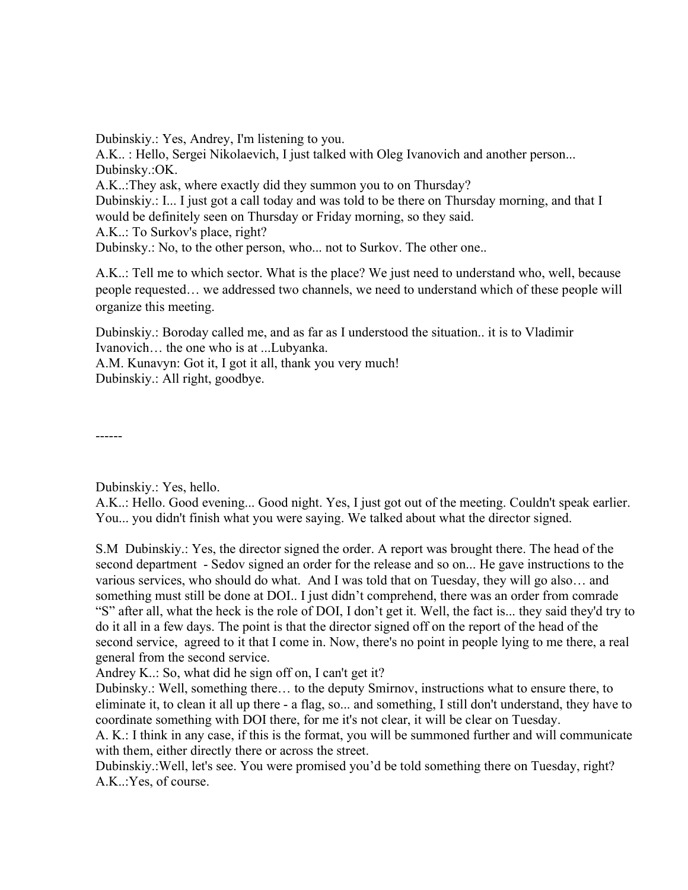Dubinskiy.: Yes, Andrey, I'm listening to you.
A.K.. : Hello, Sergei Nikolaevich, I just talked with Oleg Ivanovich and another person...
Dubinsky.:OK.
A.K..:They ask, where exactly did they summon you to on Thursday?
Dubinskiy.: I... I just got a call today and was told to be there on Thursday morning, and that I would be definitely seen on Thursday or Friday morning, so they said.
A.K..: To Surkov's place, right?
Dubinsky.: No, to the other person, who... not to Surkov. The other one..

A.K..: Tell me to which sector. What is the place? We just need to understand who, well, because people requested… we addressed two channels, we need to understand which of these people will organize this meeting.

Dubinskiy.: Boroday called me, and as far as I understood the situation.. it is to Vladimir Ivanovich… the one who is at ...Lubyanka.
A.M. Kunavyn: Got it, I got it all, thank you very much!
Dubinskiy.: All right, goodbye.

------

Dubinskiy.: Yes, hello.
A.K..: Hello. Good evening... Good night. Yes, I just got out of the meeting. Couldn't speak earlier. You... you didn't finish what you were saying. We talked about what the director signed.

S.M Dubinskiy.: Yes, the director signed the order. A report was brought there. The head of the second department - Sedov signed an order for the release and so on... He gave instructions to the various services, who should do what. And I was told that on Tuesday, they will go also… and something must still be done at DOI.. I just didn't comprehend, there was an order from comrade "S" after all, what the heck is the role of DOI, I don't get it. Well, the fact is... they said they'd try to do it all in a few days. The point is that the director signed off on the report of the head of the second service, agreed to it that I come in. Now, there's no point in people lying to me there, a real general from the second service.
Andrey K..: So, what did he sign off on, I can't get it?
Dubinsky.: Well, something there… to the deputy Smirnov, instructions what to ensure there, to eliminate it, to clean it all up there - a flag, so... and something, I still don't understand, they have to coordinate something with DOI there, for me it's not clear, it will be clear on Tuesday.
A. K.: I think in any case, if this is the format, you will be summoned further and will communicate with them, either directly there or across the street.
Dubinskiy.:Well, let's see. You were promised you'd be told something there on Tuesday, right?
A.K..:Yes, of course.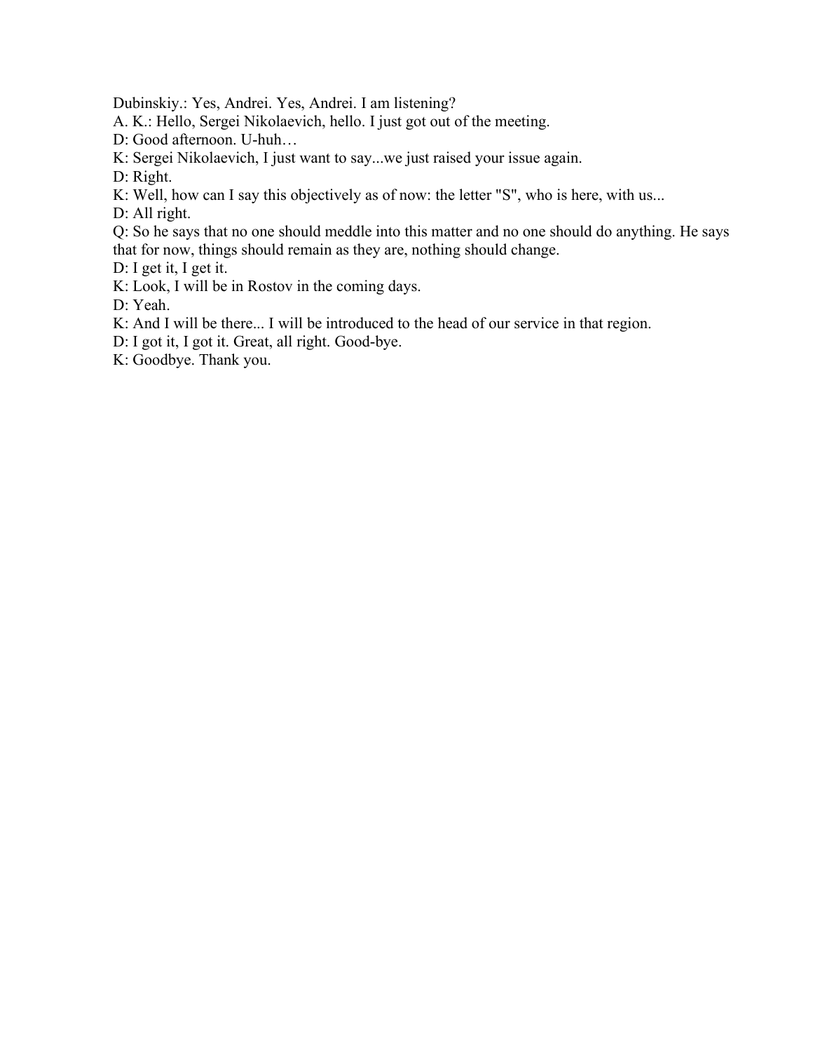Dubinskiy.: Yes, Andrei. Yes, Andrei. I am listening?

A. K.: Hello, Sergei Nikolaevich, hello. I just got out of the meeting.

D: Good afternoon. U-huh…

K: Sergei Nikolaevich, I just want to say...we just raised your issue again.

D: Right.

K: Well, how can I say this objectively as of now: the letter "S", who is here, with us...

D: All right.

Q: So he says that no one should meddle into this matter and no one should do anything. He says that for now, things should remain as they are, nothing should change.

D: I get it, I get it.

K: Look, I will be in Rostov in the coming days.

D: Yeah.

K: And I will be there... I will be introduced to the head of our service in that region.

D: I got it, I got it. Great, all right. Good-bye.

K: Goodbye. Thank you.